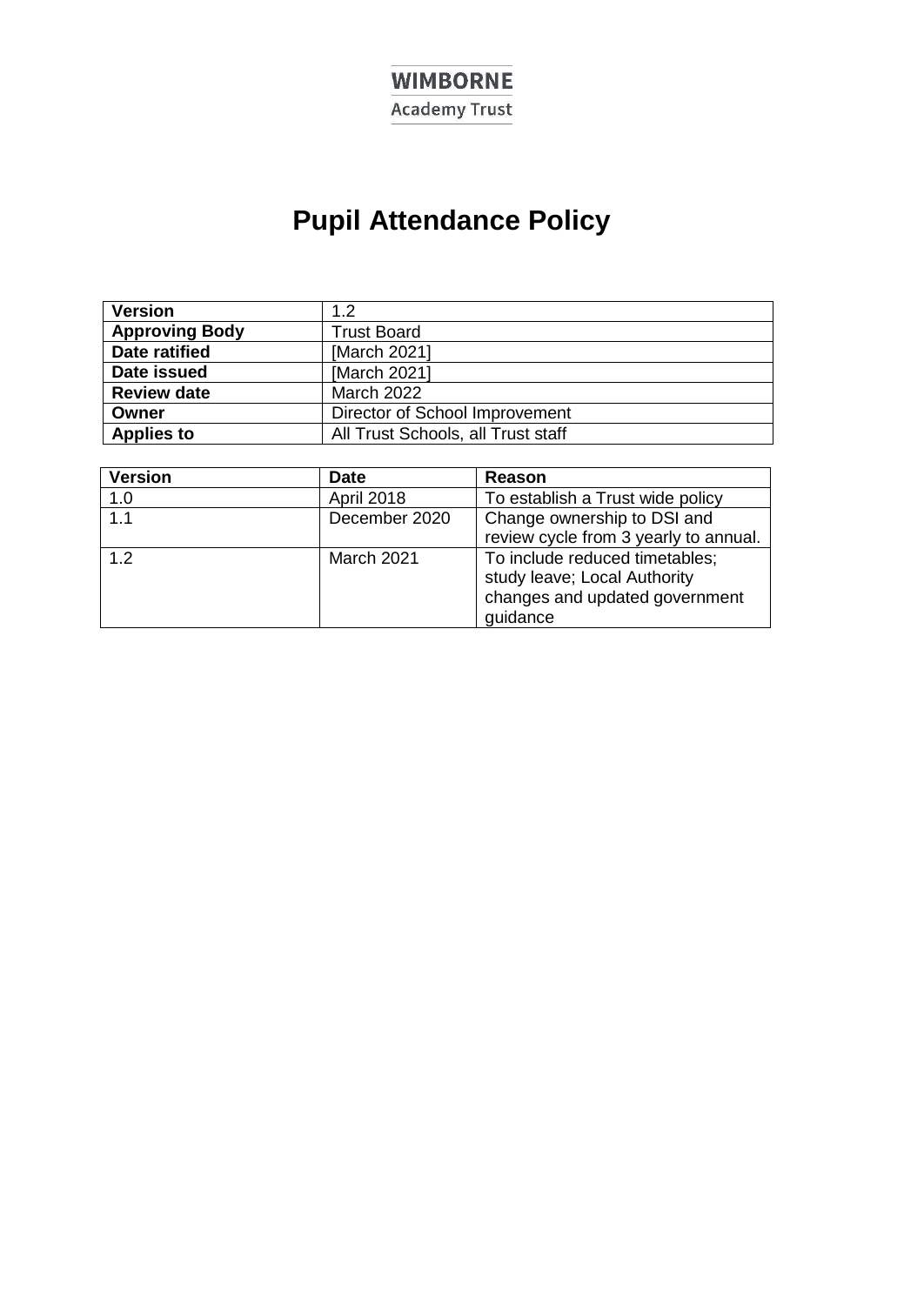**WIMBORNE**
Academy Trust

# Pupil Attendance Policy

| **Version** | 1.2 |
|---|---|
| **Approving Body** | Trust Board |
| **Date ratified** | [March 2021] |
| **Date issued** | [March 2021] |
| **Review date** | March 2022 |
| **Owner** | Director of School Improvement |
| **Applies to** | All Trust Schools, all Trust staff |

| **Version** | **Date** | **Reason** |
|---|---|---|
| 1.0 | April 2018 | To establish a Trust wide policy |
| 1.1 | December 2020 | Change ownership to DSI and review cycle from 3 yearly to annual. |
| 1.2 | March 2021 | To include reduced timetables; study leave; Local Authority changes and updated government guidance |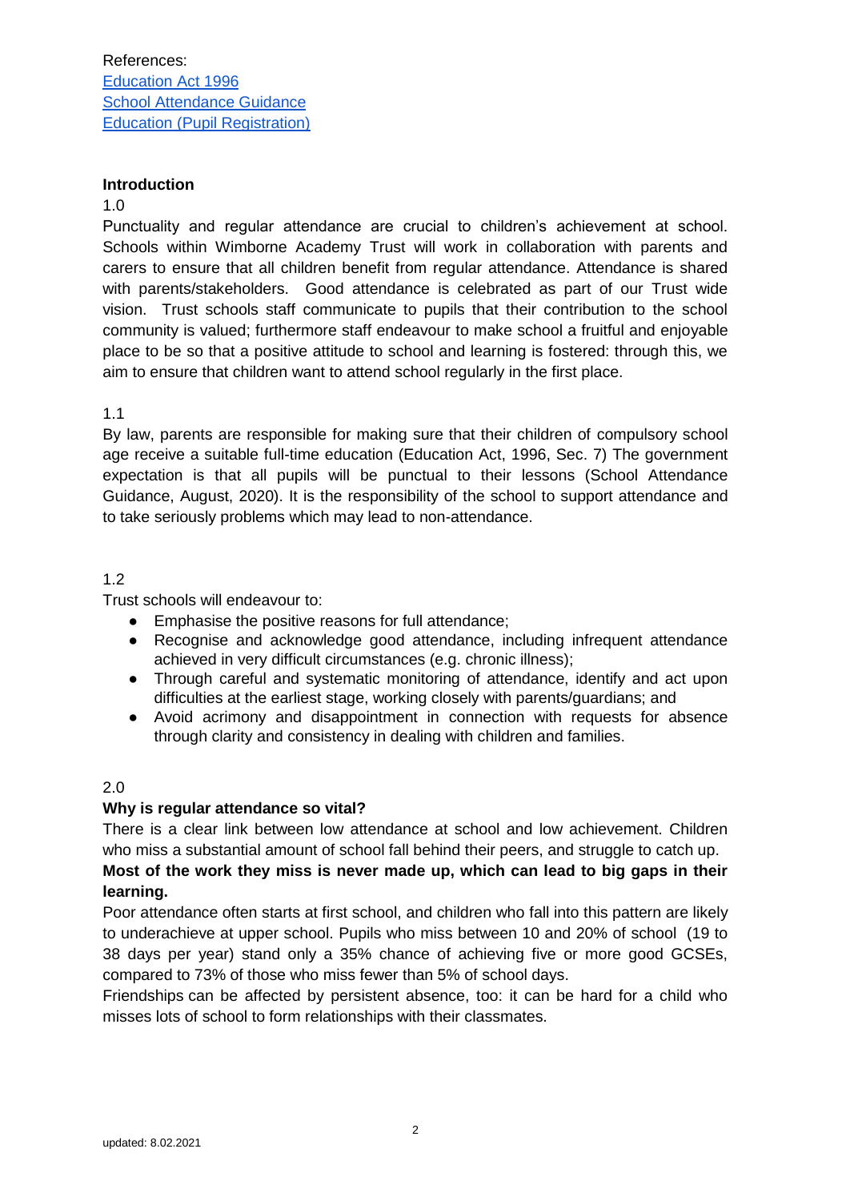References:
[Education Act 1996]
[School Attendance Guidance]
[Education (Pupil Registration)]

**Introduction**

1.0

Punctuality and regular attendance are crucial to children's achievement at school. Schools within Wimborne Academy Trust will work in collaboration with parents and carers to ensure that all children benefit from regular attendance. Attendance is shared with parents/stakeholders. Good attendance is celebrated as part of our Trust wide vision. Trust schools staff communicate to pupils that their contribution to the school community is valued; furthermore staff endeavour to make school a fruitful and enjoyable place to be so that a positive attitude to school and learning is fostered: through this, we aim to ensure that children want to attend school regularly in the first place.

1.1

By law, parents are responsible for making sure that their children of compulsory school age receive a suitable full-time education (Education Act, 1996, Sec. 7) The government expectation is that all pupils will be punctual to their lessons (School Attendance Guidance, August, 2020). It is the responsibility of the school to support attendance and to take seriously problems which may lead to non-attendance.

1.2

Trust schools will endeavour to:

- Emphasise the positive reasons for full attendance;
- Recognise and acknowledge good attendance, including infrequent attendance achieved in very difficult circumstances (e.g. chronic illness);
- Through careful and systematic monitoring of attendance, identify and act upon difficulties at the earliest stage, working closely with parents/guardians; and
- Avoid acrimony and disappointment in connection with requests for absence through clarity and consistency in dealing with children and families.

2.0

**Why is regular attendance so vital?**

There is a clear link between low attendance at school and low achievement. Children who miss a substantial amount of school fall behind their peers, and struggle to catch up.
**Most of the work they miss is never made up, which can lead to big gaps in their learning.**

Poor attendance often starts at first school, and children who fall into this pattern are likely to underachieve at upper school. Pupils who miss between 10 and 20% of school (19 to 38 days per year) stand only a 35% chance of achieving five or more good GCSEs, compared to 73% of those who miss fewer than 5% of school days.

Friendships can be affected by persistent absence, too: it can be hard for a child who misses lots of school to form relationships with their classmates.

updated: 8.02.2021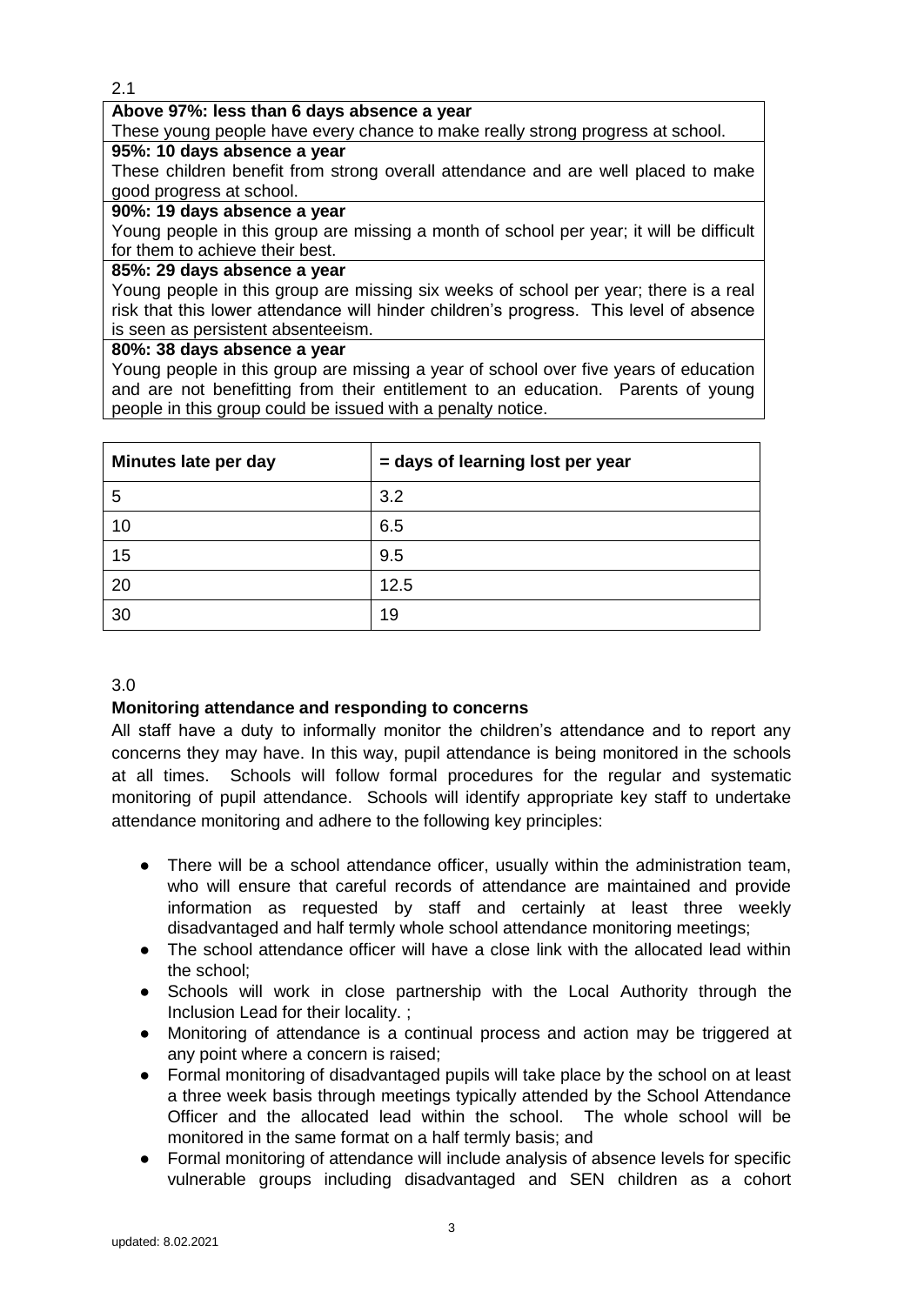2.1

| **Above 97%: less than 6 days absence a year** |
| --- |
| These young people have every chance to make really strong progress at school. |
| **95%: 10 days absence a year** |
| These children benefit from strong overall attendance and are well placed to make good progress at school. |
| **90%: 19 days absence a year** |
| Young people in this group are missing a month of school per year; it will be difficult for them to achieve their best. |
| **85%: 29 days absence a year** |
| Young people in this group are missing six weeks of school per year; there is a real risk that this lower attendance will hinder children's progress. This level of absence is seen as persistent absenteeism. |
| **80%: 38 days absence a year** |
| Young people in this group are missing a year of school over five years of education and are not benefitting from their entitlement to an education. Parents of young people in this group could be issued with a penalty notice. |

| Minutes late per day | = days of learning lost per year |
| --- | --- |
| 5 | 3.2 |
| 10 | 6.5 |
| 15 | 9.5 |
| 20 | 12.5 |
| 30 | 19 |

3.0

**Monitoring attendance and responding to concerns**

All staff have a duty to informally monitor the children's attendance and to report any concerns they may have. In this way, pupil attendance is being monitored in the schools at all times. Schools will follow formal procedures for the regular and systematic monitoring of pupil attendance. Schools will identify appropriate key staff to undertake attendance monitoring and adhere to the following key principles:

- There will be a school attendance officer, usually within the administration team, who will ensure that careful records of attendance are maintained and provide information as requested by staff and certainly at least three weekly disadvantaged and half termly whole school attendance monitoring meetings;
- The school attendance officer will have a close link with the allocated lead within the school;
- Schools will work in close partnership with the Local Authority through the Inclusion Lead for their locality. ;
- Monitoring of attendance is a continual process and action may be triggered at any point where a concern is raised;
- Formal monitoring of disadvantaged pupils will take place by the school on at least a three week basis through meetings typically attended by the School Attendance Officer and the allocated lead within the school. The whole school will be monitored in the same format on a half termly basis; and
- Formal monitoring of attendance will include analysis of absence levels for specific vulnerable groups including disadvantaged and SEN children as a cohort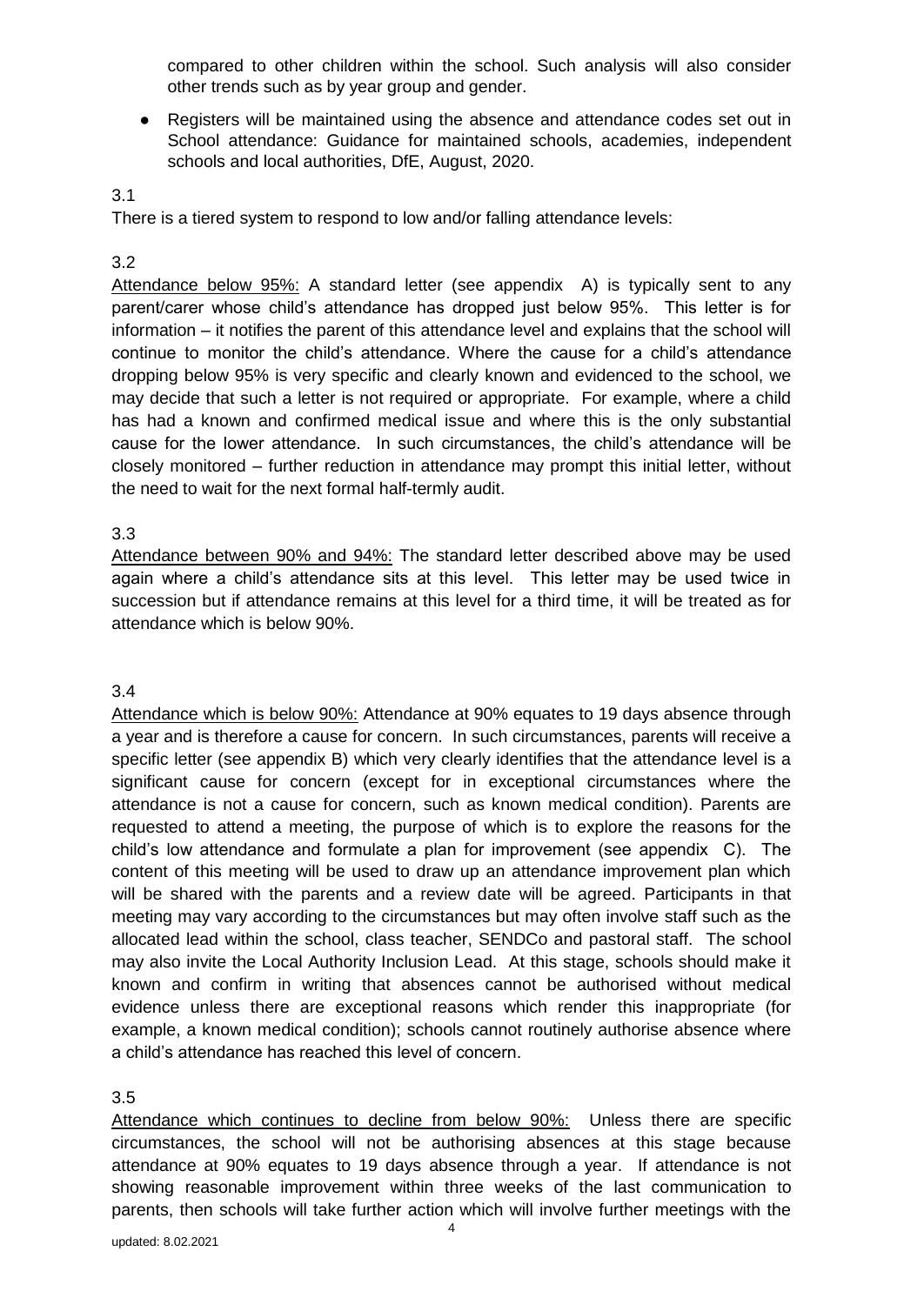compared to other children within the school. Such analysis will also consider other trends such as by year group and gender.

- Registers will be maintained using the absence and attendance codes set out in School attendance: Guidance for maintained schools, academies, independent schools and local authorities, DfE, August, 2020.

3.1

There is a tiered system to respond to low and/or falling attendance levels:

3.2

Attendance below 95%: A standard letter (see appendix A) is typically sent to any parent/carer whose child's attendance has dropped just below 95%. This letter is for information – it notifies the parent of this attendance level and explains that the school will continue to monitor the child's attendance. Where the cause for a child's attendance dropping below 95% is very specific and clearly known and evidenced to the school, we may decide that such a letter is not required or appropriate. For example, where a child has had a known and confirmed medical issue and where this is the only substantial cause for the lower attendance. In such circumstances, the child's attendance will be closely monitored – further reduction in attendance may prompt this initial letter, without the need to wait for the next formal half-termly audit.

3.3

Attendance between 90% and 94%: The standard letter described above may be used again where a child's attendance sits at this level. This letter may be used twice in succession but if attendance remains at this level for a third time, it will be treated as for attendance which is below 90%.

3.4

Attendance which is below 90%: Attendance at 90% equates to 19 days absence through a year and is therefore a cause for concern. In such circumstances, parents will receive a specific letter (see appendix B) which very clearly identifies that the attendance level is a significant cause for concern (except for in exceptional circumstances where the attendance is not a cause for concern, such as known medical condition). Parents are requested to attend a meeting, the purpose of which is to explore the reasons for the child's low attendance and formulate a plan for improvement (see appendix C). The content of this meeting will be used to draw up an attendance improvement plan which will be shared with the parents and a review date will be agreed. Participants in that meeting may vary according to the circumstances but may often involve staff such as the allocated lead within the school, class teacher, SENDCo and pastoral staff. The school may also invite the Local Authority Inclusion Lead. At this stage, schools should make it known and confirm in writing that absences cannot be authorised without medical evidence unless there are exceptional reasons which render this inappropriate (for example, a known medical condition); schools cannot routinely authorise absence where a child's attendance has reached this level of concern.

3.5

Attendance which continues to decline from below 90%: Unless there are specific circumstances, the school will not be authorising absences at this stage because attendance at 90% equates to 19 days absence through a year. If attendance is not showing reasonable improvement within three weeks of the last communication to parents, then schools will take further action which will involve further meetings with the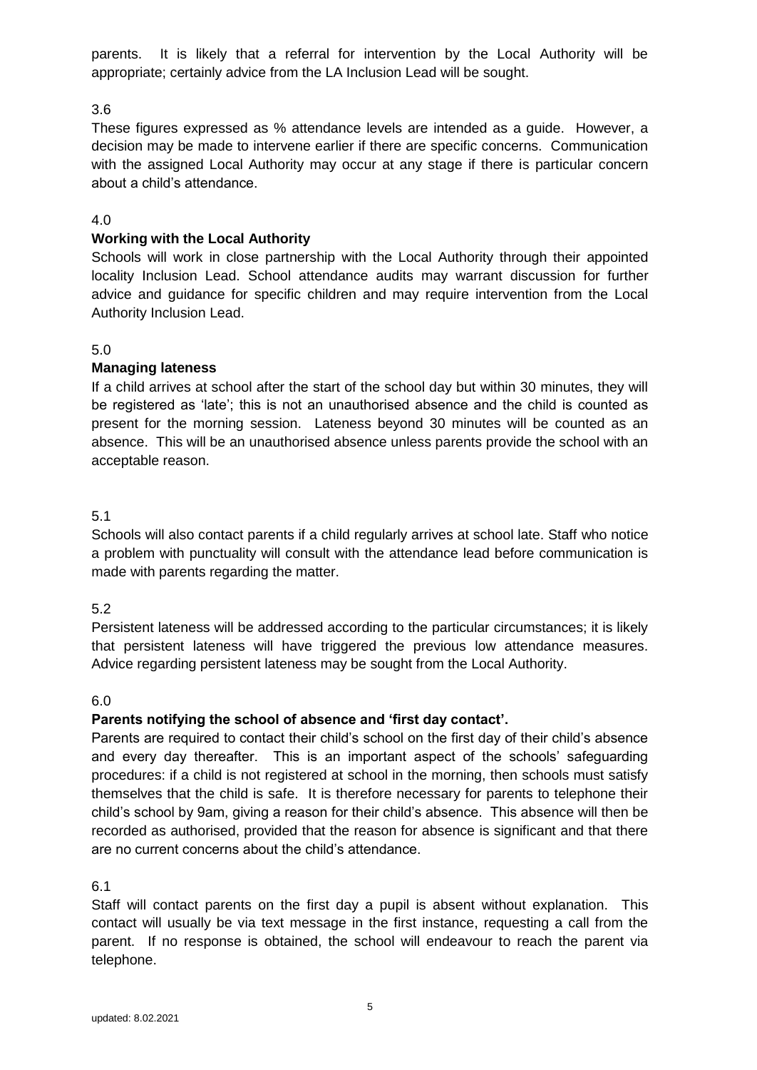parents. It is likely that a referral for intervention by the Local Authority will be appropriate; certainly advice from the LA Inclusion Lead will be sought.

3.6

These figures expressed as % attendance levels are intended as a guide. However, a decision may be made to intervene earlier if there are specific concerns. Communication with the assigned Local Authority may occur at any stage if there is particular concern about a child's attendance.

4.0

**Working with the Local Authority**

Schools will work in close partnership with the Local Authority through their appointed locality Inclusion Lead. School attendance audits may warrant discussion for further advice and guidance for specific children and may require intervention from the Local Authority Inclusion Lead.

5.0

**Managing lateness**

If a child arrives at school after the start of the school day but within 30 minutes, they will be registered as 'late'; this is not an unauthorised absence and the child is counted as present for the morning session. Lateness beyond 30 minutes will be counted as an absence. This will be an unauthorised absence unless parents provide the school with an acceptable reason.

5.1

Schools will also contact parents if a child regularly arrives at school late. Staff who notice a problem with punctuality will consult with the attendance lead before communication is made with parents regarding the matter.

5.2

Persistent lateness will be addressed according to the particular circumstances; it is likely that persistent lateness will have triggered the previous low attendance measures. Advice regarding persistent lateness may be sought from the Local Authority.

6.0

**Parents notifying the school of absence and 'first day contact'.**

Parents are required to contact their child's school on the first day of their child's absence and every day thereafter. This is an important aspect of the schools' safeguarding procedures: if a child is not registered at school in the morning, then schools must satisfy themselves that the child is safe. It is therefore necessary for parents to telephone their child's school by 9am, giving a reason for their child's absence. This absence will then be recorded as authorised, provided that the reason for absence is significant and that there are no current concerns about the child's attendance.

6.1

Staff will contact parents on the first day a pupil is absent without explanation. This contact will usually be via text message in the first instance, requesting a call from the parent. If no response is obtained, the school will endeavour to reach the parent via telephone.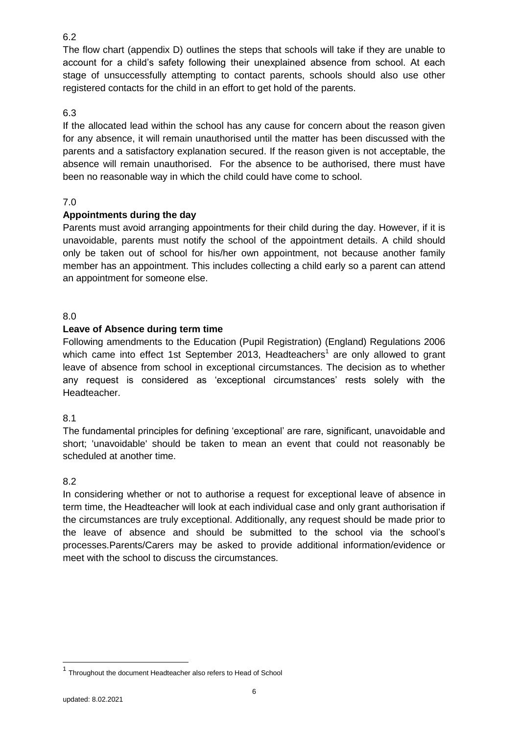6.2

The flow chart (appendix D) outlines the steps that schools will take if they are unable to account for a child's safety following their unexplained absence from school. At each stage of unsuccessfully attempting to contact parents, schools should also use other registered contacts for the child in an effort to get hold of the parents.

6.3

If the allocated lead within the school has any cause for concern about the reason given for any absence, it will remain unauthorised until the matter has been discussed with the parents and a satisfactory explanation secured. If the reason given is not acceptable, the absence will remain unauthorised. For the absence to be authorised, there must have been no reasonable way in which the child could have come to school.

7.0

**Appointments during the day**

Parents must avoid arranging appointments for their child during the day. However, if it is unavoidable, parents must notify the school of the appointment details. A child should only be taken out of school for his/her own appointment, not because another family member has an appointment. This includes collecting a child early so a parent can attend an appointment for someone else.

8.0

**Leave of Absence during term time**

Following amendments to the Education (Pupil Registration) (England) Regulations 2006 which came into effect 1st September 2013, Headteachers[1] are only allowed to grant leave of absence from school in exceptional circumstances. The decision as to whether any request is considered as 'exceptional circumstances' rests solely with the Headteacher.

8.1

The fundamental principles for defining 'exceptional' are rare, significant, unavoidable and short; 'unavoidable' should be taken to mean an event that could not reasonably be scheduled at another time.

8.2

In considering whether or not to authorise a request for exceptional leave of absence in term time, the Headteacher will look at each individual case and only grant authorisation if the circumstances are truly exceptional. Additionally, any request should be made prior to the leave of absence and should be submitted to the school via the school's processes.Parents/Carers may be asked to provide additional information/evidence or meet with the school to discuss the circumstances.

---

[1] Throughout the document Headteacher also refers to Head of School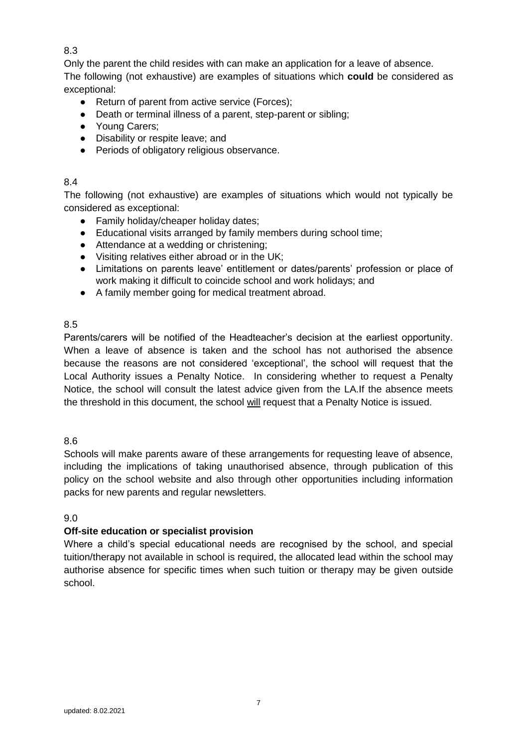8.3

Only the parent the child resides with can make an application for a leave of absence.
The following (not exhaustive) are examples of situations which **could** be considered as exceptional:

- Return of parent from active service (Forces);
- Death or terminal illness of a parent, step-parent or sibling;
- Young Carers;
- Disability or respite leave; and
- Periods of obligatory religious observance.

8.4

The following (not exhaustive) are examples of situations which would not typically be considered as exceptional:

- Family holiday/cheaper holiday dates;
- Educational visits arranged by family members during school time;
- Attendance at a wedding or christening;
- Visiting relatives either abroad or in the UK;
- Limitations on parents leave' entitlement or dates/parents' profession or place of work making it difficult to coincide school and work holidays; and
- A family member going for medical treatment abroad.

8.5

Parents/carers will be notified of the Headteacher's decision at the earliest opportunity. When a leave of absence is taken and the school has not authorised the absence because the reasons are not considered 'exceptional', the school will request that the Local Authority issues a Penalty Notice. In considering whether to request a Penalty Notice, the school will consult the latest advice given from the LA.If the absence meets the threshold in this document, the school <u>will</u> request that a Penalty Notice is issued.

8.6

Schools will make parents aware of these arrangements for requesting leave of absence, including the implications of taking unauthorised absence, through publication of this policy on the school website and also through other opportunities including information packs for new parents and regular newsletters.

9.0

**Off-site education or specialist provision**

Where a child's special educational needs are recognised by the school, and special tuition/therapy not available in school is required, the allocated lead within the school may authorise absence for specific times when such tuition or therapy may be given outside school.

updated: 8.02.2021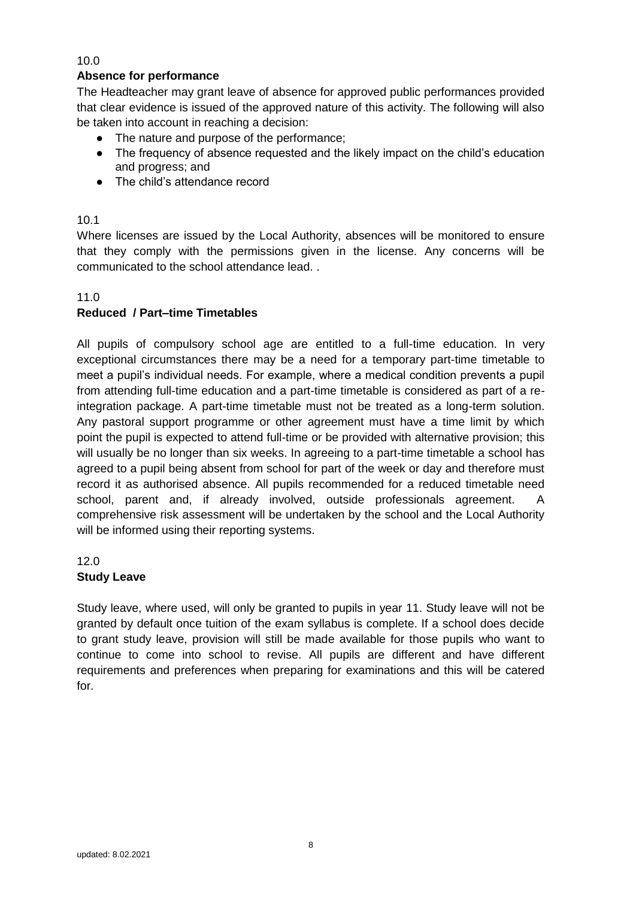10.0

**Absence for performance**

The Headteacher may grant leave of absence for approved public performances provided that clear evidence is issued of the approved nature of this activity. The following will also be taken into account in reaching a decision:

- The nature and purpose of the performance;
- The frequency of absence requested and the likely impact on the child's education and progress; and
- The child's attendance record

10.1

Where licenses are issued by the Local Authority, absences will be monitored to ensure that they comply with the permissions given in the license. Any concerns will be communicated to the school attendance lead. .

11.0

**Reduced / Part–time Timetables**

All pupils of compulsory school age are entitled to a full-time education. In very exceptional circumstances there may be a need for a temporary part-time timetable to meet a pupil's individual needs. For example, where a medical condition prevents a pupil from attending full-time education and a part-time timetable is considered as part of a re-integration package. A part-time timetable must not be treated as a long-term solution. Any pastoral support programme or other agreement must have a time limit by which point the pupil is expected to attend full-time or be provided with alternative provision; this will usually be no longer than six weeks. In agreeing to a part-time timetable a school has agreed to a pupil being absent from school for part of the week or day and therefore must record it as authorised absence. All pupils recommended for a reduced timetable need school, parent and, if already involved, outside professionals agreement. A comprehensive risk assessment will be undertaken by the school and the Local Authority will be informed using their reporting systems.

12.0

**Study Leave**

Study leave, where used, will only be granted to pupils in year 11. Study leave will not be granted by default once tuition of the exam syllabus is complete. If a school does decide to grant study leave, provision will still be made available for those pupils who want to continue to come into school to revise. All pupils are different and have different requirements and preferences when preparing for examinations and this will be catered for.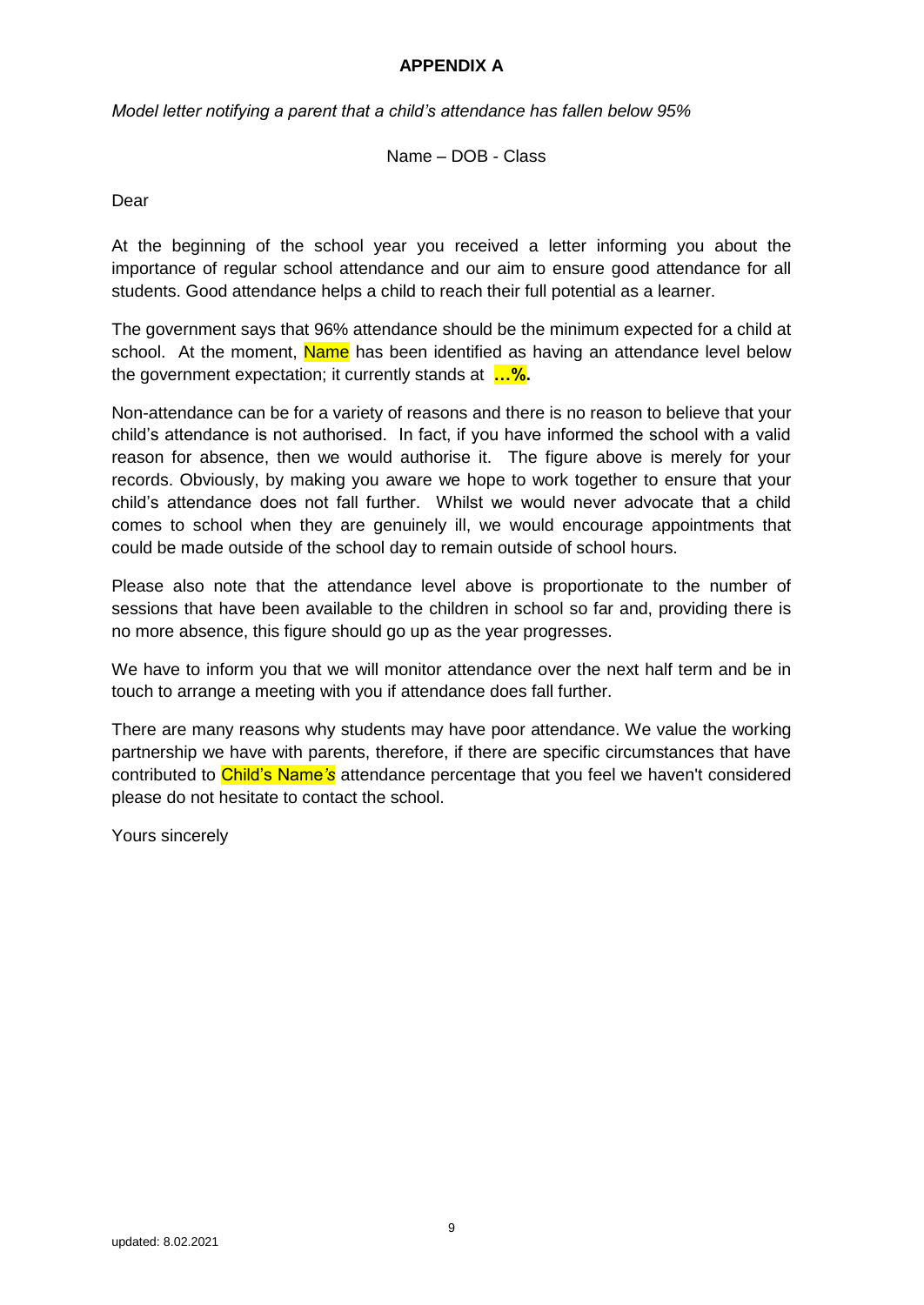**APPENDIX A**

*Model letter notifying a parent that a child's attendance has fallen below 95%*

Name – DOB - Class

Dear

At the beginning of the school year you received a letter informing you about the importance of regular school attendance and our aim to ensure good attendance for all students. Good attendance helps a child to reach their full potential as a learner.

The government says that 96% attendance should be the minimum expected for a child at school. At the moment, Name has been identified as having an attendance level below the government expectation; it currently stands at **…%.**

Non-attendance can be for a variety of reasons and there is no reason to believe that your child's attendance is not authorised. In fact, if you have informed the school with a valid reason for absence, then we would authorise it. The figure above is merely for your records. Obviously, by making you aware we hope to work together to ensure that your child's attendance does not fall further. Whilst we would never advocate that a child comes to school when they are genuinely ill, we would encourage appointments that could be made outside of the school day to remain outside of school hours.

Please also note that the attendance level above is proportionate to the number of sessions that have been available to the children in school so far and, providing there is no more absence, this figure should go up as the year progresses.

We have to inform you that we will monitor attendance over the next half term and be in touch to arrange a meeting with you if attendance does fall further.

There are many reasons why students may have poor attendance. We value the working partnership we have with parents, therefore, if there are specific circumstances that have contributed to Child's Name*'s* attendance percentage that you feel we haven't considered please do not hesitate to contact the school.

Yours sincerely

updated: 8.02.2021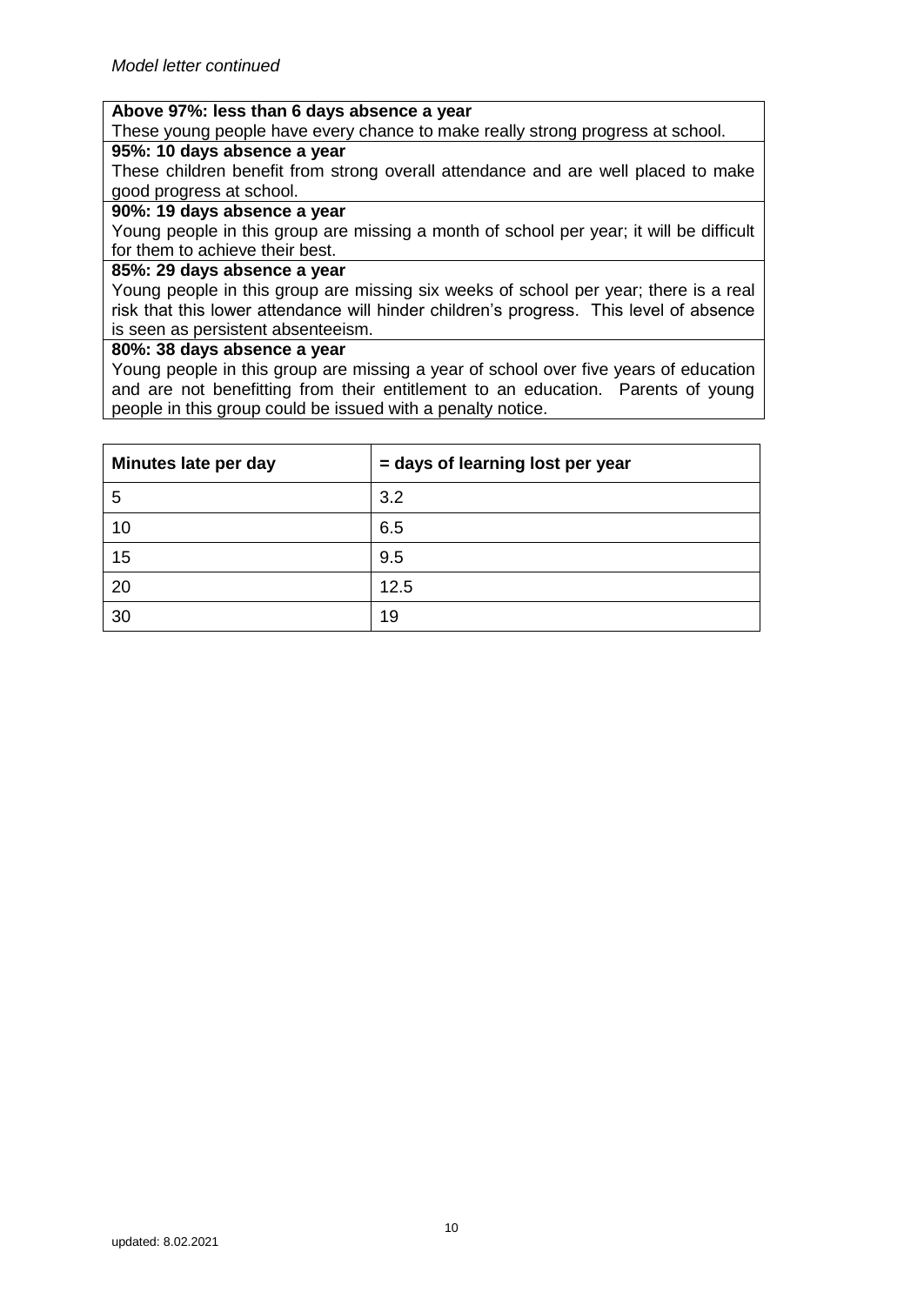*Model letter continued*

**Above 97%: less than 6 days absence a year**

These young people have every chance to make really strong progress at school.

**95%: 10 days absence a year**

These children benefit from strong overall attendance and are well placed to make good progress at school.

**90%: 19 days absence a year**

Young people in this group are missing a month of school per year; it will be difficult for them to achieve their best.

**85%: 29 days absence a year**

Young people in this group are missing six weeks of school per year; there is a real risk that this lower attendance will hinder children's progress. This level of absence is seen as persistent absenteeism.

**80%: 38 days absence a year**

Young people in this group are missing a year of school over five years of education and are not benefitting from their entitlement to an education. Parents of young people in this group could be issued with a penalty notice.

| Minutes late per day | = days of learning lost per year |
| --- | --- |
| 5 | 3.2 |
| 10 | 6.5 |
| 15 | 9.5 |
| 20 | 12.5 |
| 30 | 19 |

updated: 8.02.2021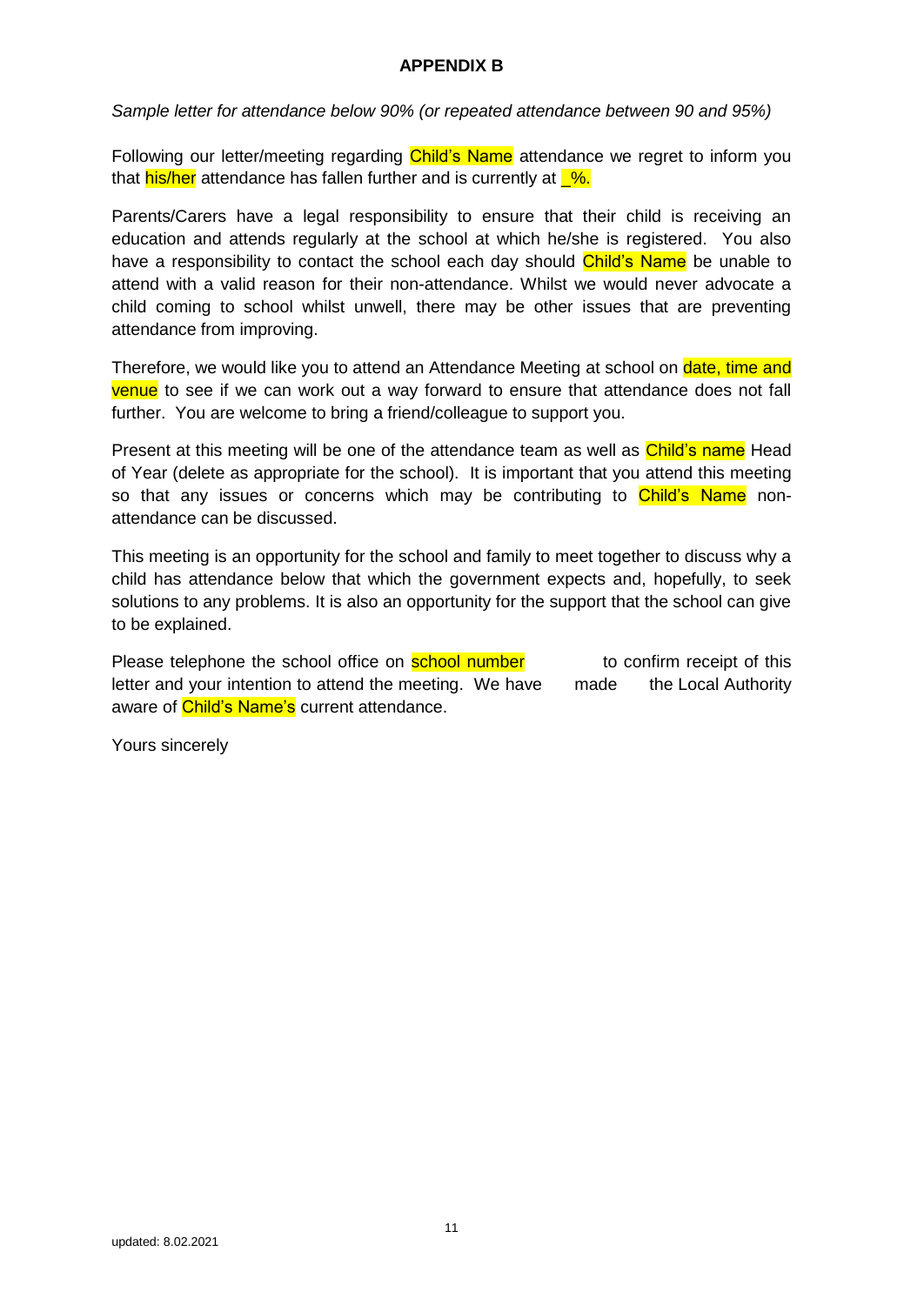# APPENDIX B

*Sample letter for attendance below 90% (or repeated attendance between 90 and 95%)*

Following our letter/meeting regarding Child's Name attendance we regret to inform you that his/her attendance has fallen further and is currently at _%.

Parents/Carers have a legal responsibility to ensure that their child is receiving an education and attends regularly at the school at which he/she is registered. You also have a responsibility to contact the school each day should Child's Name be unable to attend with a valid reason for their non-attendance. Whilst we would never advocate a child coming to school whilst unwell, there may be other issues that are preventing attendance from improving.

Therefore, we would like you to attend an Attendance Meeting at school on date, time and venue to see if we can work out a way forward to ensure that attendance does not fall further. You are welcome to bring a friend/colleague to support you.

Present at this meeting will be one of the attendance team as well as Child's name Head of Year (delete as appropriate for the school). It is important that you attend this meeting so that any issues or concerns which may be contributing to Child's Name non-attendance can be discussed.

This meeting is an opportunity for the school and family to meet together to discuss why a child has attendance below that which the government expects and, hopefully, to seek solutions to any problems. It is also an opportunity for the support that the school can give to be explained.

Please telephone the school office on school number to confirm receipt of this letter and your intention to attend the meeting. We have made the Local Authority aware of Child's Name's current attendance.

Yours sincerely

updated: 8.02.2021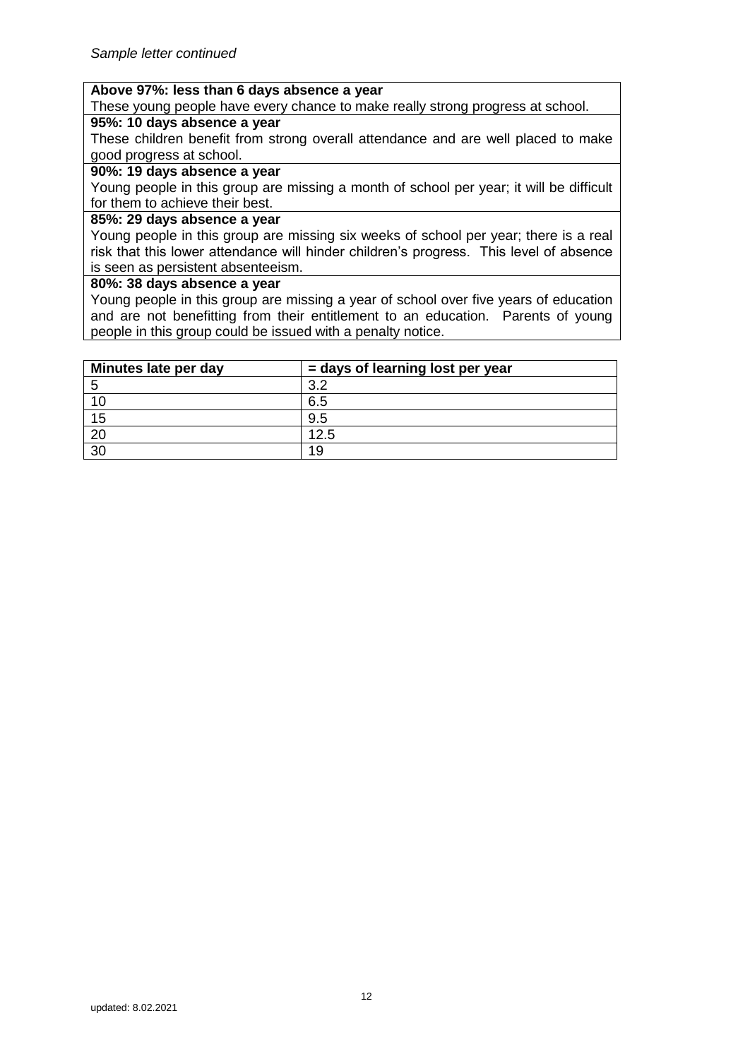*Sample letter continued*

| **Above 97%: less than 6 days absence a year** |
| --- |
| These young people have every chance to make really strong progress at school. |
| **95%: 10 days absence a year** |
| These children benefit from strong overall attendance and are well placed to make good progress at school. |
| **90%: 19 days absence a year** |
| Young people in this group are missing a month of school per year; it will be difficult for them to achieve their best. |
| **85%: 29 days absence a year** |
| Young people in this group are missing six weeks of school per year; there is a real risk that this lower attendance will hinder children's progress. This level of absence is seen as persistent absenteeism. |
| **80%: 38 days absence a year** |
| Young people in this group are missing a year of school over five years of education and are not benefitting from their entitlement to an education. Parents of young people in this group could be issued with a penalty notice. |

| Minutes late per day | = days of learning lost per year |
| --- | --- |
| 5 | 3.2 |
| 10 | 6.5 |
| 15 | 9.5 |
| 20 | 12.5 |
| 30 | 19 |

updated: 8.02.2021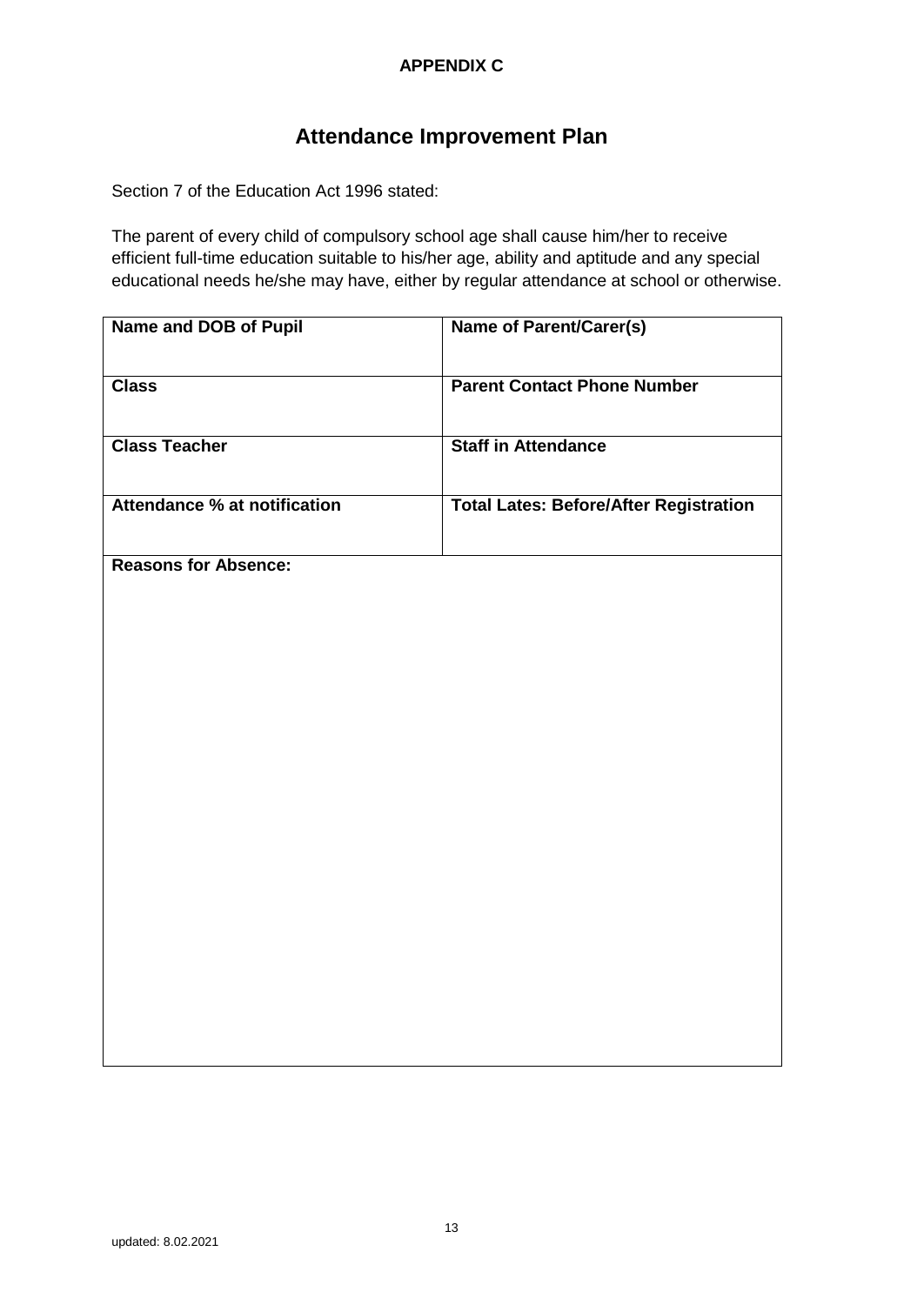**APPENDIX C**

# Attendance Improvement Plan

Section 7 of the Education Act 1996 stated:

The parent of every child of compulsory school age shall cause him/her to receive efficient full-time education suitable to his/her age, ability and aptitude and any special educational needs he/she may have, either by regular attendance at school or otherwise.

| **Name and DOB of Pupil** | **Name of Parent/Carer(s)** |
|---|---|
| **Class** | **Parent Contact Phone Number** |
| **Class Teacher** | **Staff in Attendance** |
| **Attendance % at notification** | **Total Lates: Before/After Registration** |
| **Reasons for Absence:** | |

updated: 8.02.2021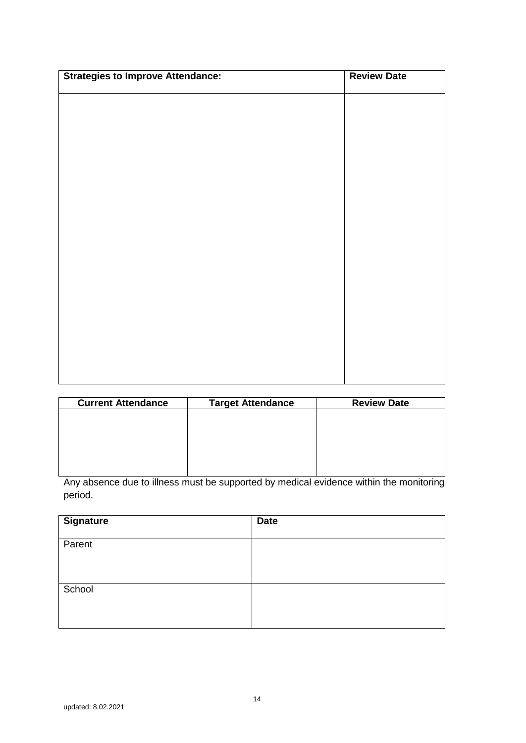| **Strategies to Improve Attendance:** | **Review Date** |
|---|---|
| | |

| **Current Attendance** | **Target Attendance** | **Review Date** |
|---|---|---|
| | | |

Any absence due to illness must be supported by medical evidence within the monitoring period.

| **Signature** | **Date** |
|---|---|
| Parent | |
| School | |

updated: 8.02.2021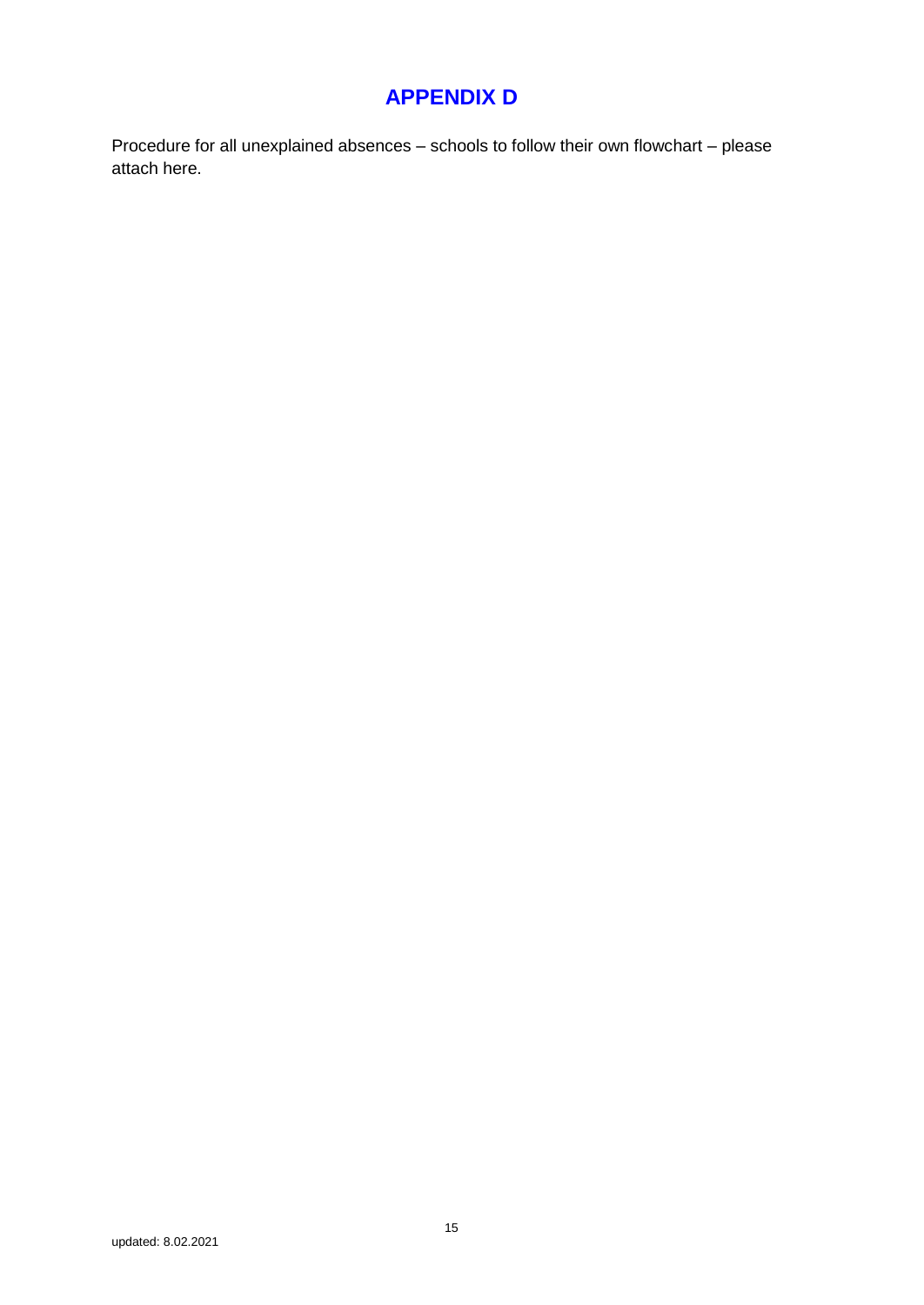# APPENDIX D

Procedure for all unexplained absences – schools to follow their own flowchart – please attach here.